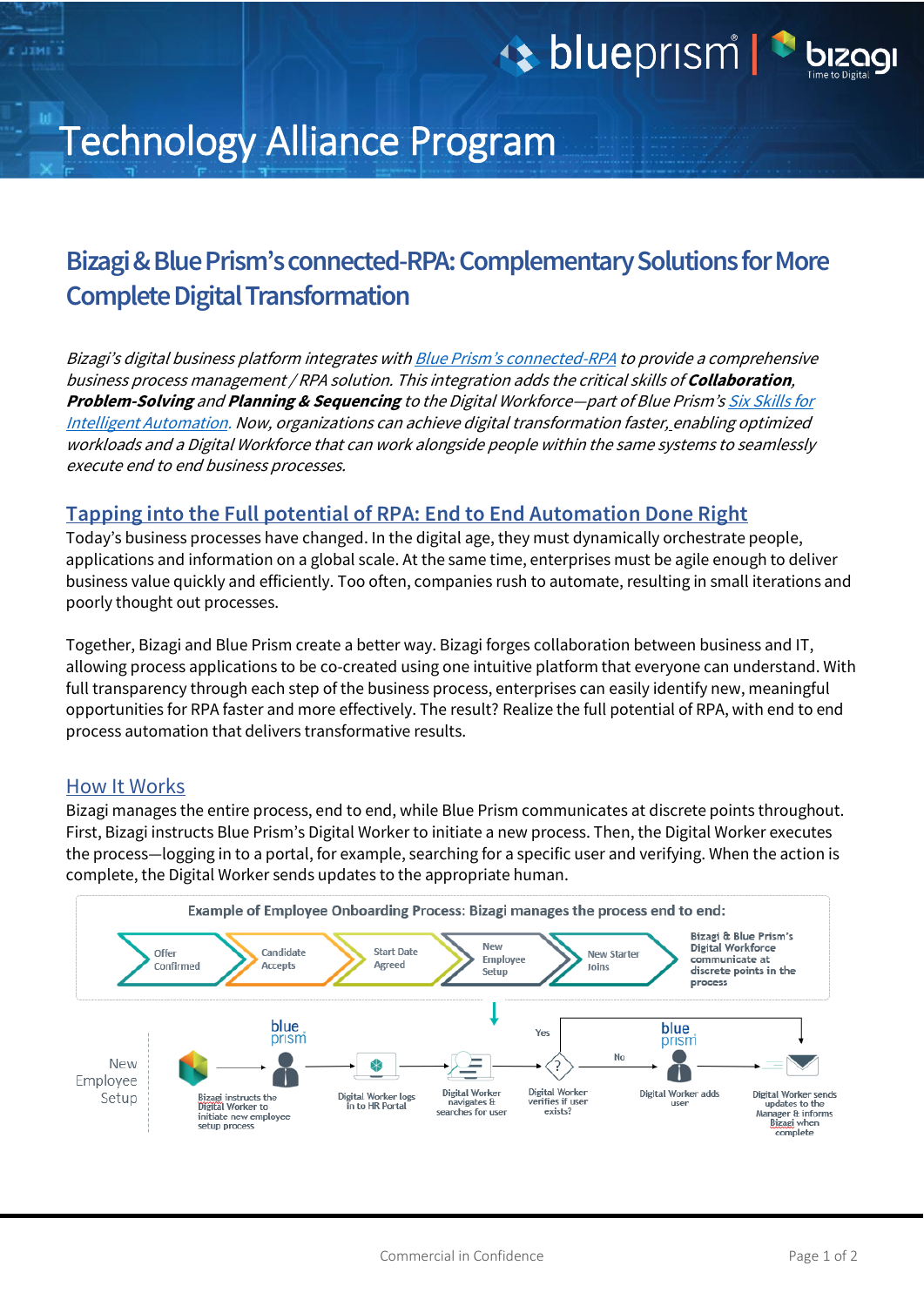# Technology Alliance Program

## Bizagi & Blue Prism's connected-RPA: Complementary Solutions for More Complete Digital Transformation

*Bizagi's digital business platform integrates with Blue Prism's connected-RPA to provide a comprehensive business process management / RPA solution. This integration adds the critical skills of **Collaboration**, **Problem-Solving** and **Planning & Sequencing** to the Digital Workforce—part of Blue Prism's Six Skills for Intelligent Automation. Now, organizations can achieve digital transformation faster, enabling optimized workloads and a Digital Workforce that can work alongside people within the same systems to seamlessly execute end to end business processes.*

### Tapping into the Full potential of RPA: End to End Automation Done Right

Today's business processes have changed. In the digital age, they must dynamically orchestrate people, applications and information on a global scale. At the same time, enterprises must be agile enough to deliver business value quickly and efficiently. Too often, companies rush to automate, resulting in small iterations and poorly thought out processes.

Together, Bizagi and Blue Prism create a better way. Bizagi forges collaboration between business and IT, allowing process applications to be co-created using one intuitive platform that everyone can understand. With full transparency through each step of the business process, enterprises can easily identify new, meaningful opportunities for RPA faster and more effectively. The result? Realize the full potential of RPA, with end to end process automation that delivers transformative results.

### How It Works

Bizagi manages the entire process, end to end, while Blue Prism communicates at discrete points throughout. First, Bizagi instructs Blue Prism's Digital Worker to initiate a new process. Then, the Digital Worker executes the process—logging in to a portal, for example, searching for a specific user and verifying. When the action is complete, the Digital Worker sends updates to the appropriate human.

**Example of Employee Onboarding Process: Bizagi manages the process end to end:**

Offer Confirmed → Candidate Accepts → Start Date Agreed → New Employee Setup → New Starter Joins

Bizagi & Blue Prism's Digital Workforce communicate at discrete points in the process

New Employee Setup:

Bizagi instructs the Digital Worker to initiate new employee setup process → Digital Worker logs in to HR Portal → Digital Worker navigates & searches for user → Digital Worker verifies if user exists? → No: Digital Worker adds user → Yes: Digital Worker sends updates to the Manager & informs Bizagi when complete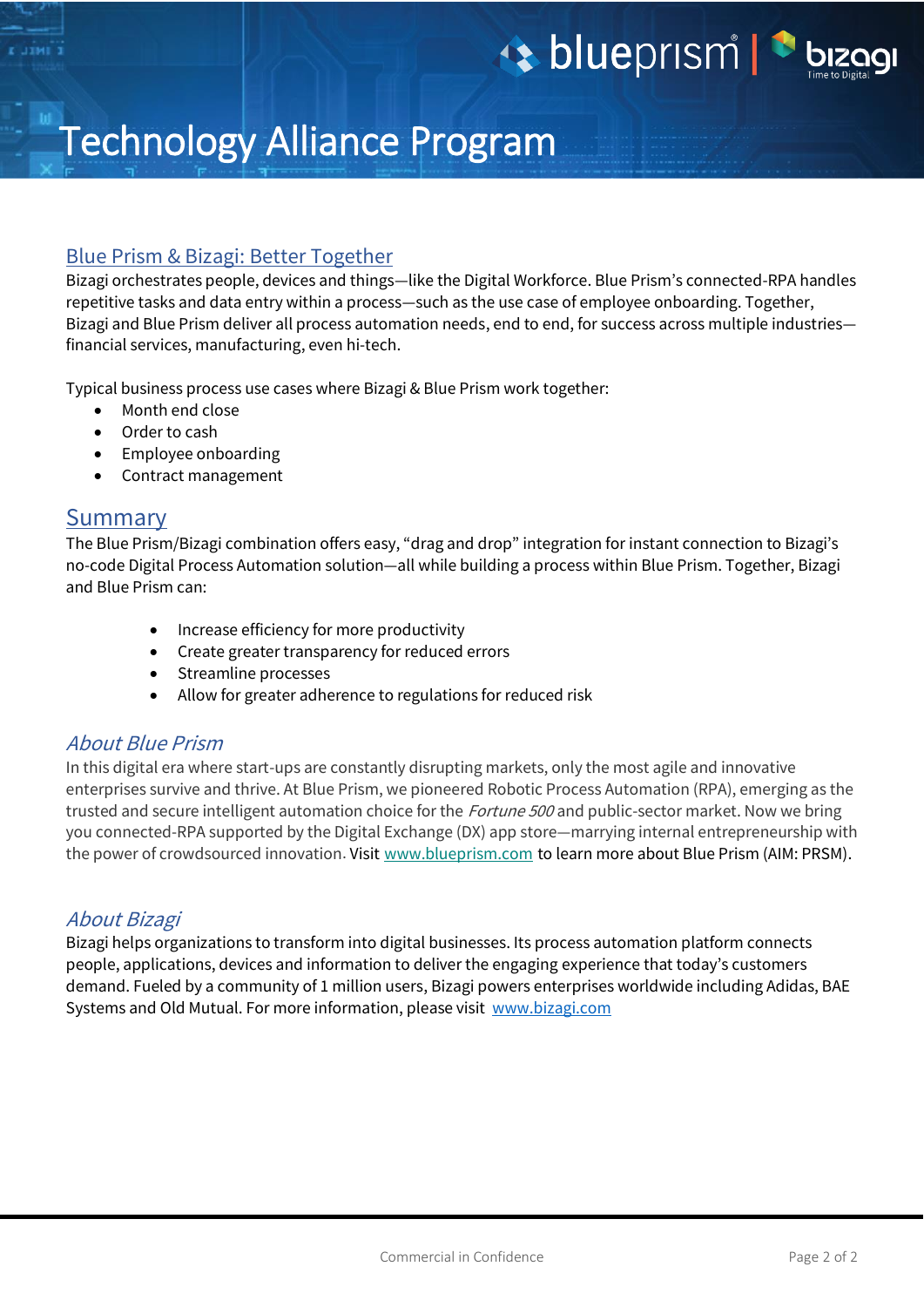# Technology Alliance Program

## Blue Prism & Bizagi: Better Together

Bizagi orchestrates people, devices and things—like the Digital Workforce. Blue Prism's connected-RPA handles repetitive tasks and data entry within a process—such as the use case of employee onboarding. Together, Bizagi and Blue Prism deliver all process automation needs, end to end, for success across multiple industries—financial services, manufacturing, even hi-tech.

Typical business process use cases where Bizagi & Blue Prism work together:

- Month end close
- Order to cash
- Employee onboarding
- Contract management

## Summary

The Blue Prism/Bizagi combination offers easy, "drag and drop" integration for instant connection to Bizagi's no-code Digital Process Automation solution—all while building a process within Blue Prism. Together, Bizagi and Blue Prism can:

- Increase efficiency for more productivity
- Create greater transparency for reduced errors
- Streamline processes
- Allow for greater adherence to regulations for reduced risk

### *About Blue Prism*

In this digital era where start-ups are constantly disrupting markets, only the most agile and innovative enterprises survive and thrive. At Blue Prism, we pioneered Robotic Process Automation (RPA), emerging as the trusted and secure intelligent automation choice for the *Fortune 500* and public-sector market. Now we bring you connected-RPA supported by the Digital Exchange (DX) app store—marrying internal entrepreneurship with the power of crowdsourced innovation. Visit www.blueprism.com to learn more about Blue Prism (AIM: PRSM).

### *About Bizagi*

Bizagi helps organizations to transform into digital businesses. Its process automation platform connects people, applications, devices and information to deliver the engaging experience that today's customers demand. Fueled by a community of 1 million users, Bizagi powers enterprises worldwide including Adidas, BAE Systems and Old Mutual. For more information, please visit www.bizagi.com

Commercial in Confidence